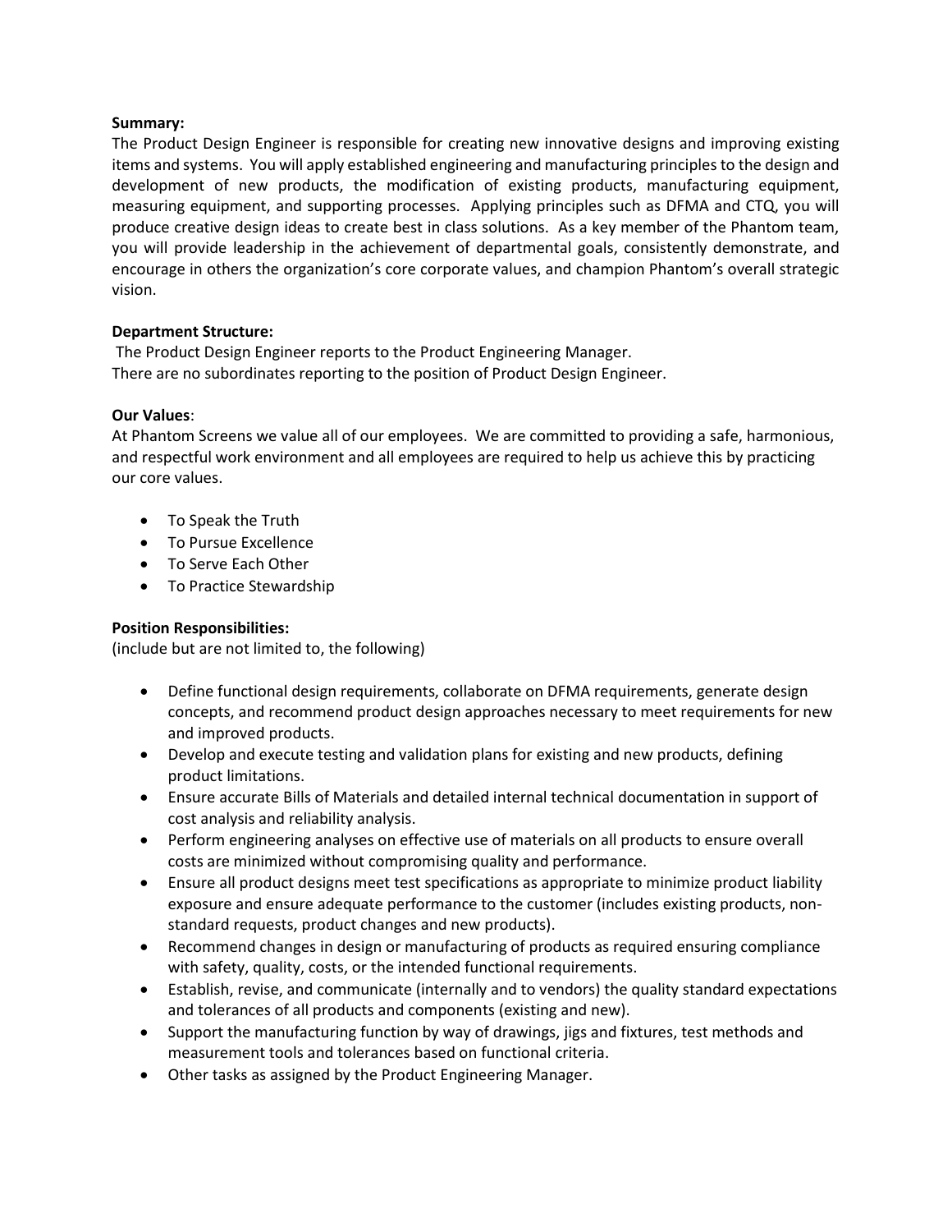**Summary:**

The Product Design Engineer is responsible for creating new innovative designs and improving existing items and systems. You will apply established engineering and manufacturing principles to the design and development of new products, the modification of existing products, manufacturing equipment, measuring equipment, and supporting processes. Applying principles such as DFMA and CTQ, you will produce creative design ideas to create best in class solutions. As a key member of the Phantom team, you will provide leadership in the achievement of departmental goals, consistently demonstrate, and encourage in others the organization's core corporate values, and champion Phantom's overall strategic vision.

**Department Structure:**

The Product Design Engineer reports to the Product Engineering Manager.
There are no subordinates reporting to the position of Product Design Engineer.

**Our Values**:

At Phantom Screens we value all of our employees. We are committed to providing a safe, harmonious, and respectful work environment and all employees are required to help us achieve this by practicing our core values.

- To Speak the Truth
- To Pursue Excellence
- To Serve Each Other
- To Practice Stewardship

**Position Responsibilities:**

(include but are not limited to, the following)

- Define functional design requirements, collaborate on DFMA requirements, generate design concepts, and recommend product design approaches necessary to meet requirements for new and improved products.
- Develop and execute testing and validation plans for existing and new products, defining product limitations.
- Ensure accurate Bills of Materials and detailed internal technical documentation in support of cost analysis and reliability analysis.
- Perform engineering analyses on effective use of materials on all products to ensure overall costs are minimized without compromising quality and performance.
- Ensure all product designs meet test specifications as appropriate to minimize product liability exposure and ensure adequate performance to the customer (includes existing products, non-standard requests, product changes and new products).
- Recommend changes in design or manufacturing of products as required ensuring compliance with safety, quality, costs, or the intended functional requirements.
- Establish, revise, and communicate (internally and to vendors) the quality standard expectations and tolerances of all products and components (existing and new).
- Support the manufacturing function by way of drawings, jigs and fixtures, test methods and measurement tools and tolerances based on functional criteria.
- Other tasks as assigned by the Product Engineering Manager.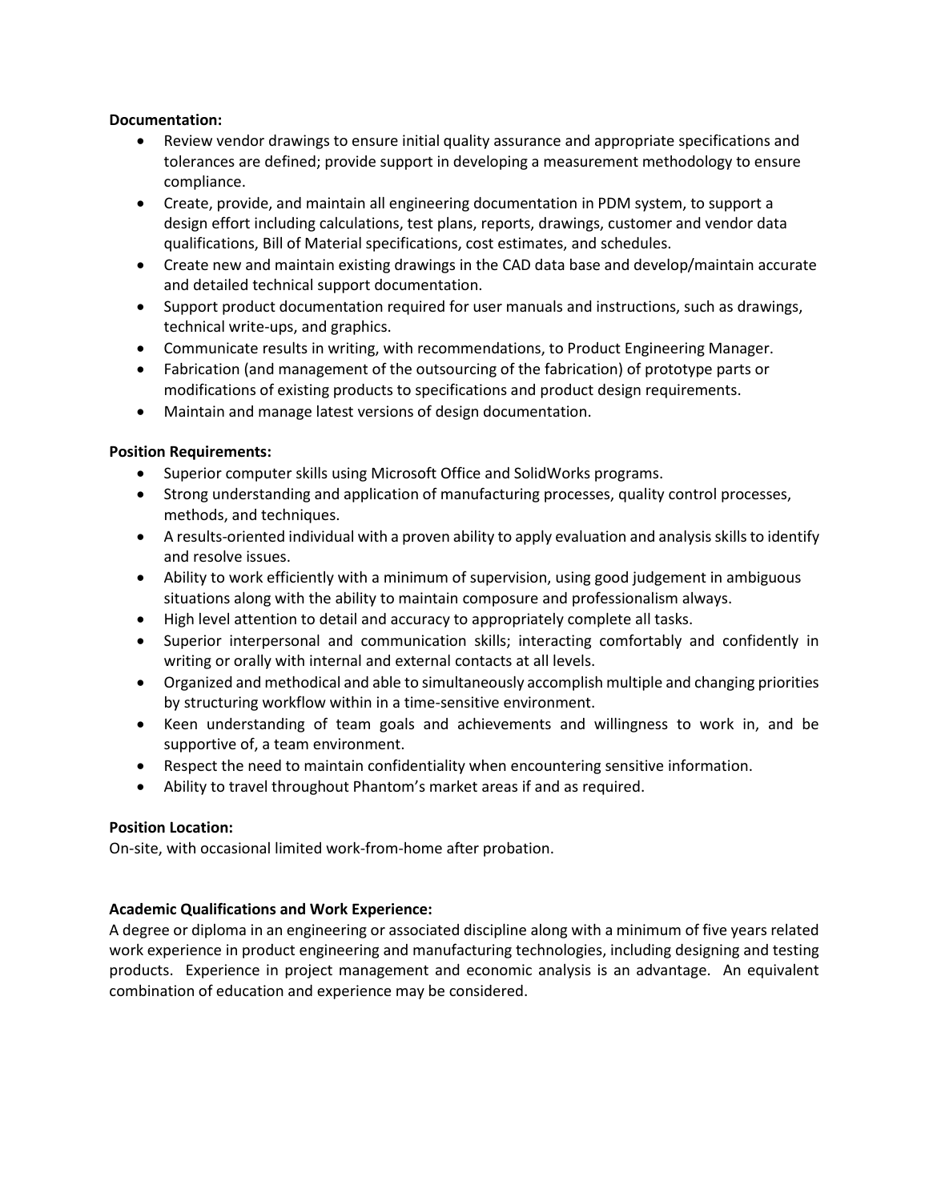**Documentation:**

- Review vendor drawings to ensure initial quality assurance and appropriate specifications and tolerances are defined; provide support in developing a measurement methodology to ensure compliance.
- Create, provide, and maintain all engineering documentation in PDM system, to support a design effort including calculations, test plans, reports, drawings, customer and vendor data qualifications, Bill of Material specifications, cost estimates, and schedules.
- Create new and maintain existing drawings in the CAD data base and develop/maintain accurate and detailed technical support documentation.
- Support product documentation required for user manuals and instructions, such as drawings, technical write-ups, and graphics.
- Communicate results in writing, with recommendations, to Product Engineering Manager.
- Fabrication (and management of the outsourcing of the fabrication) of prototype parts or modifications of existing products to specifications and product design requirements.
- Maintain and manage latest versions of design documentation.

**Position Requirements:**

- Superior computer skills using Microsoft Office and SolidWorks programs.
- Strong understanding and application of manufacturing processes, quality control processes, methods, and techniques.
- A results-oriented individual with a proven ability to apply evaluation and analysis skills to identify and resolve issues.
- Ability to work efficiently with a minimum of supervision, using good judgement in ambiguous situations along with the ability to maintain composure and professionalism always.
- High level attention to detail and accuracy to appropriately complete all tasks.
- Superior interpersonal and communication skills; interacting comfortably and confidently in writing or orally with internal and external contacts at all levels.
- Organized and methodical and able to simultaneously accomplish multiple and changing priorities by structuring workflow within in a time-sensitive environment.
- Keen understanding of team goals and achievements and willingness to work in, and be supportive of, a team environment.
- Respect the need to maintain confidentiality when encountering sensitive information.
- Ability to travel throughout Phantom's market areas if and as required.

**Position Location:**

On-site, with occasional limited work-from-home after probation.

**Academic Qualifications and Work Experience:**

A degree or diploma in an engineering or associated discipline along with a minimum of five years related work experience in product engineering and manufacturing technologies, including designing and testing products. Experience in project management and economic analysis is an advantage. An equivalent combination of education and experience may be considered.